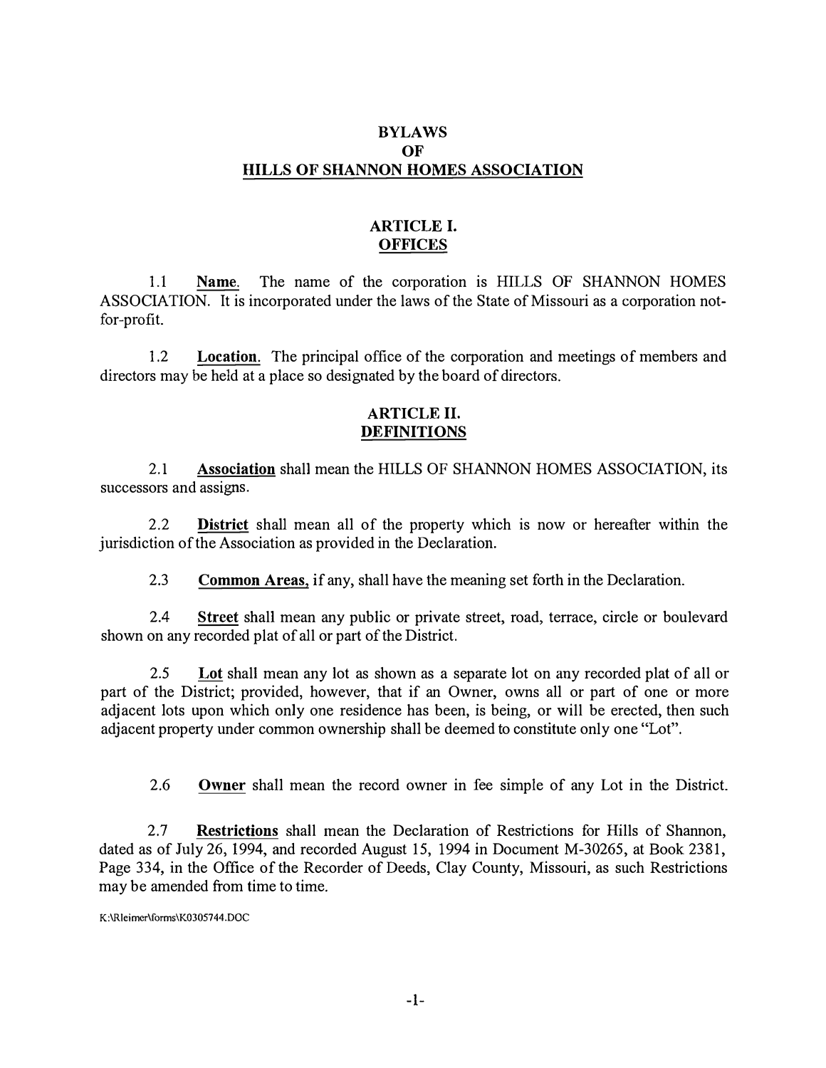# BYLAWS
# OF
# HILLS OF SHANNON HOMES ASSOCIATION

## ARTICLE I.
## OFFICES

1.1 **Name**. The name of the corporation is HILLS OF SHANNON HOMES ASSOCIATION. It is incorporated under the laws of the State of Missouri as a corporation not-for-profit.

1.2 **Location**. The principal office of the corporation and meetings of members and directors may be held at a place so designated by the board of directors.

## ARTICLE II.
## DEFINITIONS

2.1 **Association** shall mean the HILLS OF SHANNON HOMES ASSOCIATION, its successors and assigns.

2.2 **District** shall mean all of the property which is now or hereafter within the jurisdiction of the Association as provided in the Declaration.

2.3 **Common Areas**, if any, shall have the meaning set forth in the Declaration.

2.4 **Street** shall mean any public or private street, road, terrace, circle or boulevard shown on any recorded plat of all or part of the District.

2.5 **Lot** shall mean any lot as shown as a separate lot on any recorded plat of all or part of the District; provided, however, that if an Owner, owns all or part of one or more adjacent lots upon which only one residence has been, is being, or will be erected, then such adjacent property under common ownership shall be deemed to constitute only one "Lot".

2.6 **Owner** shall mean the record owner in fee simple of any Lot in the District.

2.7 **Restrictions** shall mean the Declaration of Restrictions for Hills of Shannon, dated as of July 26, 1994, and recorded August 15, 1994 in Document M-30265, at Book 2381, Page 334, in the Office of the Recorder of Deeds, Clay County, Missouri, as such Restrictions may be amended from time to time.

K:\Rleimer\forms\K0305744.DOC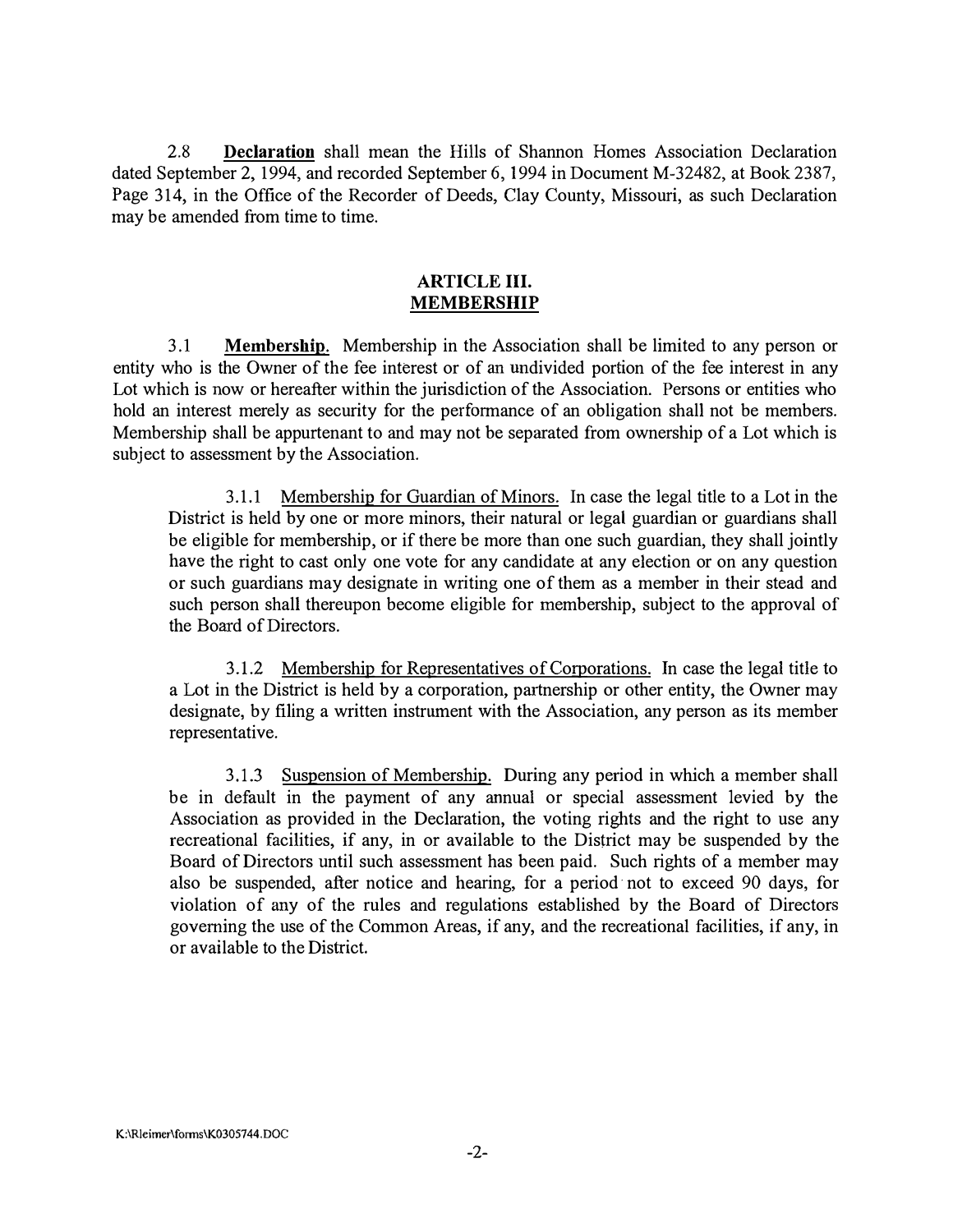2.8 **Declaration** shall mean the Hills of Shannon Homes Association Declaration dated September 2, 1994, and recorded September 6, 1994 in Document M-32482, at Book 2387, Page 314, in the Office of the Recorder of Deeds, Clay County, Missouri, as such Declaration may be amended from time to time.

## ARTICLE III. MEMBERSHIP

3.1 **Membership**. Membership in the Association shall be limited to any person or entity who is the Owner of the fee interest or of an undivided portion of the fee interest in any Lot which is now or hereafter within the jurisdiction of the Association. Persons or entities who hold an interest merely as security for the performance of an obligation shall not be members. Membership shall be appurtenant to and may not be separated from ownership of a Lot which is subject to assessment by the Association.

3.1.1 Membership for Guardian of Minors. In case the legal title to a Lot in the District is held by one or more minors, their natural or legal guardian or guardians shall be eligible for membership, or if there be more than one such guardian, they shall jointly have the right to cast only one vote for any candidate at any election or on any question or such guardians may designate in writing one of them as a member in their stead and such person shall thereupon become eligible for membership, subject to the approval of the Board of Directors.

3.1.2 Membership for Representatives of Corporations. In case the legal title to a Lot in the District is held by a corporation, partnership or other entity, the Owner may designate, by filing a written instrument with the Association, any person as its member representative.

3.1.3 Suspension of Membership. During any period in which a member shall be in default in the payment of any annual or special assessment levied by the Association as provided in the Declaration, the voting rights and the right to use any recreational facilities, if any, in or available to the District may be suspended by the Board of Directors until such assessment has been paid. Such rights of a member may also be suspended, after notice and hearing, for a period not to exceed 90 days, for violation of any of the rules and regulations established by the Board of Directors governing the use of the Common Areas, if any, and the recreational facilities, if any, in or available to the District.

K:\RIeimer\forms\K0305744.DOC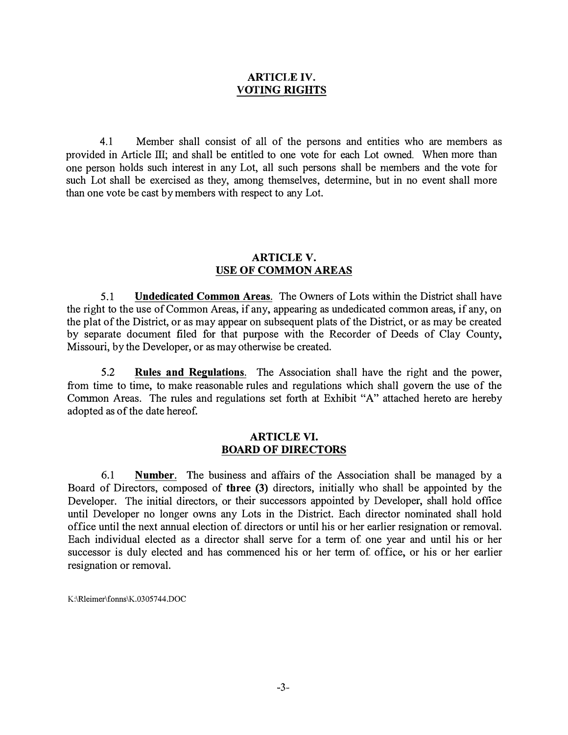## ARTICLE IV.
## VOTING RIGHTS

4.1 Member shall consist of all of the persons and entities who are members as provided in Article III; and shall be entitled to one vote for each Lot owned. When more than one person holds such interest in any Lot, all such persons shall be members and the vote for such Lot shall be exercised as they, among themselves, determine, but in no event shall more than one vote be cast by members with respect to any Lot.

## ARTICLE V.
## USE OF COMMON AREAS

5.1 **Undedicated Common Areas**. The Owners of Lots within the District shall have the right to the use of Common Areas, if any, appearing as undedicated common areas, if any, on the plat of the District, or as may appear on subsequent plats of the District, or as may be created by separate document filed for that purpose with the Recorder of Deeds of Clay County, Missouri, by the Developer, or as may otherwise be created.

5.2 **Rules and Regulations**. The Association shall have the right and the power, from time to time, to make reasonable rules and regulations which shall govern the use of the Common Areas. The rules and regulations set forth at Exhibit "A" attached hereto are hereby adopted as of the date hereof.

## ARTICLE VI.
## BOARD OF DIRECTORS

6.1 **Number**. The business and affairs of the Association shall be managed by a Board of Directors, composed of **three (3)** directors, initially who shall be appointed by the Developer. The initial directors, or their successors appointed by Developer, shall hold office until Developer no longer owns any Lots in the District. Each director nominated shall hold office until the next annual election of directors or until his or her earlier resignation or removal. Each individual elected as a director shall serve for a term of one year and until his or her successor is duly elected and has commenced his or her term of office, or his or her earlier resignation or removal.

K:\Rleimer\fonns\K.0305744.DOC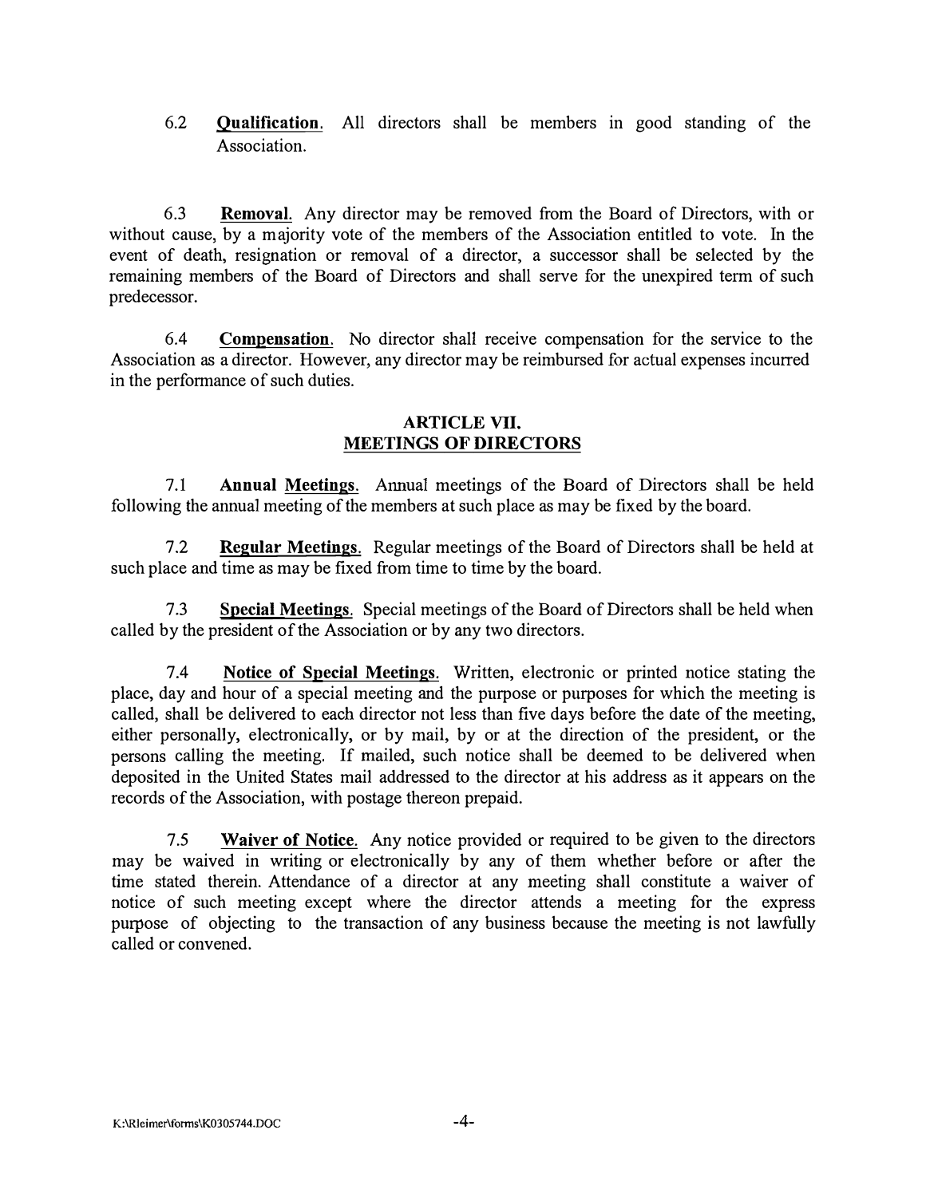6.2 **Qualification**. All directors shall be members in good standing of the Association.

6.3 **Removal**. Any director may be removed from the Board of Directors, with or without cause, by a majority vote of the members of the Association entitled to vote. In the event of death, resignation or removal of a director, a successor shall be selected by the remaining members of the Board of Directors and shall serve for the unexpired term of such predecessor.

6.4 **Compensation**. No director shall receive compensation for the service to the Association as a director. However, any director may be reimbursed for actual expenses incurred in the performance of such duties.

## ARTICLE VII. MEETINGS OF DIRECTORS

7.1 **Annual Meetings**. Annual meetings of the Board of Directors shall be held following the annual meeting of the members at such place as may be fixed by the board.

7.2 **Regular Meetings**. Regular meetings of the Board of Directors shall be held at such place and time as may be fixed from time to time by the board.

7.3 **Special Meetings**. Special meetings of the Board of Directors shall be held when called by the president of the Association or by any two directors.

7.4 **Notice of Special Meetings**. Written, electronic or printed notice stating the place, day and hour of a special meeting and the purpose or purposes for which the meeting is called, shall be delivered to each director not less than five days before the date of the meeting, either personally, electronically, or by mail, by or at the direction of the president, or the persons calling the meeting. If mailed, such notice shall be deemed to be delivered when deposited in the United States mail addressed to the director at his address as it appears on the records of the Association, with postage thereon prepaid.

7.5 **Waiver of Notice**. Any notice provided or required to be given to the directors may be waived in writing or electronically by any of them whether before or after the time stated therein. Attendance of a director at any meeting shall constitute a waiver of notice of such meeting except where the director attends a meeting for the express purpose of objecting to the transaction of any business because the meeting is not lawfully called or convened.

K:\RIeimer\forms\K0305744.DOC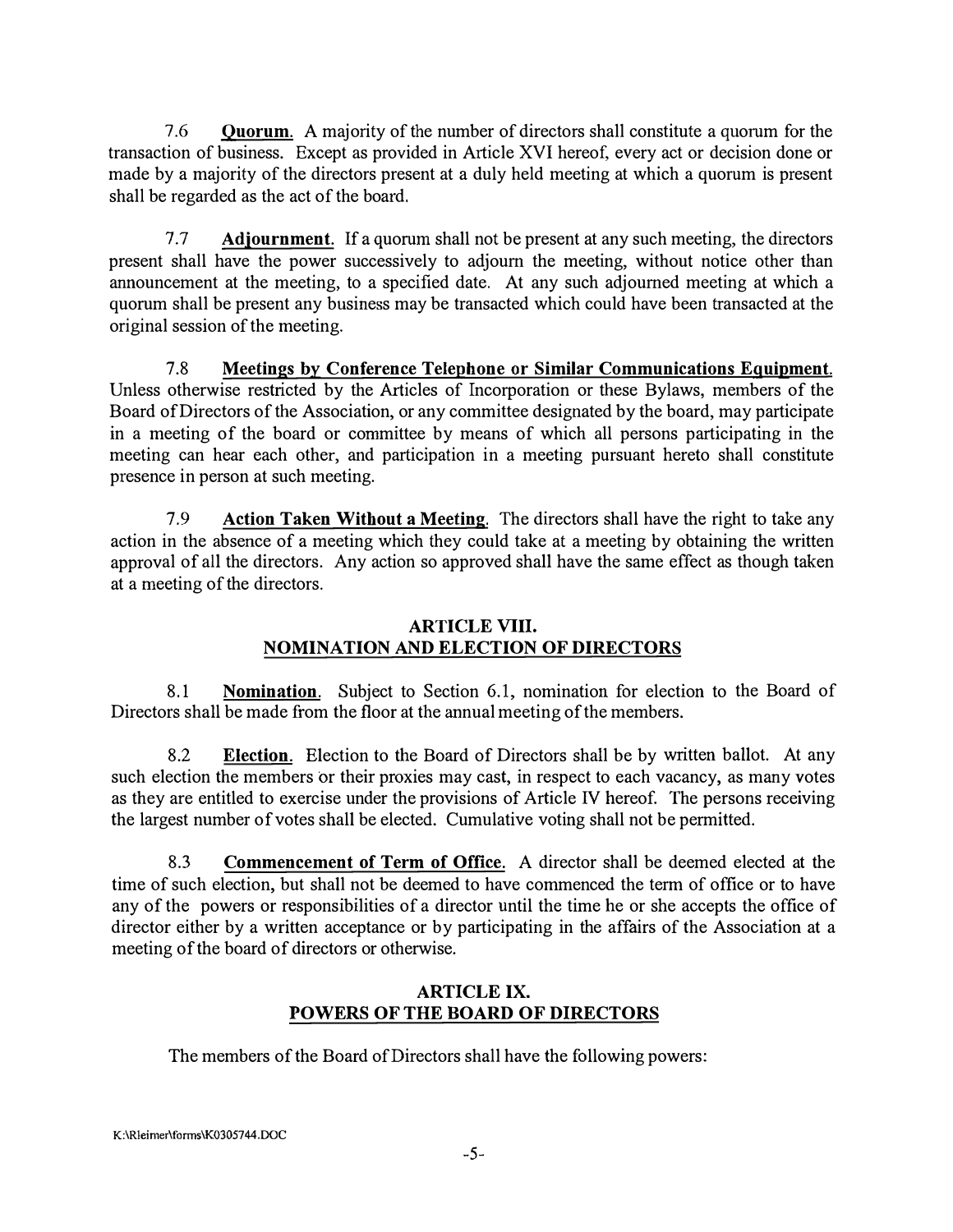7.6 **Quorum.** A majority of the number of directors shall constitute a quorum for the transaction of business. Except as provided in Article XVI hereof, every act or decision done or made by a majority of the directors present at a duly held meeting at which a quorum is present shall be regarded as the act of the board.

7.7 **Adjournment.** If a quorum shall not be present at any such meeting, the directors present shall have the power successively to adjourn the meeting, without notice other than announcement at the meeting, to a specified date. At any such adjourned meeting at which a quorum shall be present any business may be transacted which could have been transacted at the original session of the meeting.

7.8 **Meetings by Conference Telephone or Similar Communications Equipment.** Unless otherwise restricted by the Articles of Incorporation or these Bylaws, members of the Board of Directors of the Association, or any committee designated by the board, may participate in a meeting of the board or committee by means of which all persons participating in the meeting can hear each other, and participation in a meeting pursuant hereto shall constitute presence in person at such meeting.

7.9 **Action Taken Without a Meeting.** The directors shall have the right to take any action in the absence of a meeting which they could take at a meeting by obtaining the written approval of all the directors. Any action so approved shall have the same effect as though taken at a meeting of the directors.

## ARTICLE VIII.
## NOMINATION AND ELECTION OF DIRECTORS

8.1 **Nomination.** Subject to Section 6.1, nomination for election to the Board of Directors shall be made from the floor at the annual meeting of the members.

8.2 **Election.** Election to the Board of Directors shall be by written ballot. At any such election the members or their proxies may cast, in respect to each vacancy, as many votes as they are entitled to exercise under the provisions of Article IV hereof. The persons receiving the largest number of votes shall be elected. Cumulative voting shall not be permitted.

8.3 **Commencement of Term of Office.** A director shall be deemed elected at the time of such election, but shall not be deemed to have commenced the term of office or to have any of the powers or responsibilities of a director until the time he or she accepts the office of director either by a written acceptance or by participating in the affairs of the Association at a meeting of the board of directors or otherwise.

## ARTICLE IX.
## POWERS OF THE BOARD OF DIRECTORS

The members of the Board of Directors shall have the following powers:

K:\Rleimer\forms\K0305744.DOC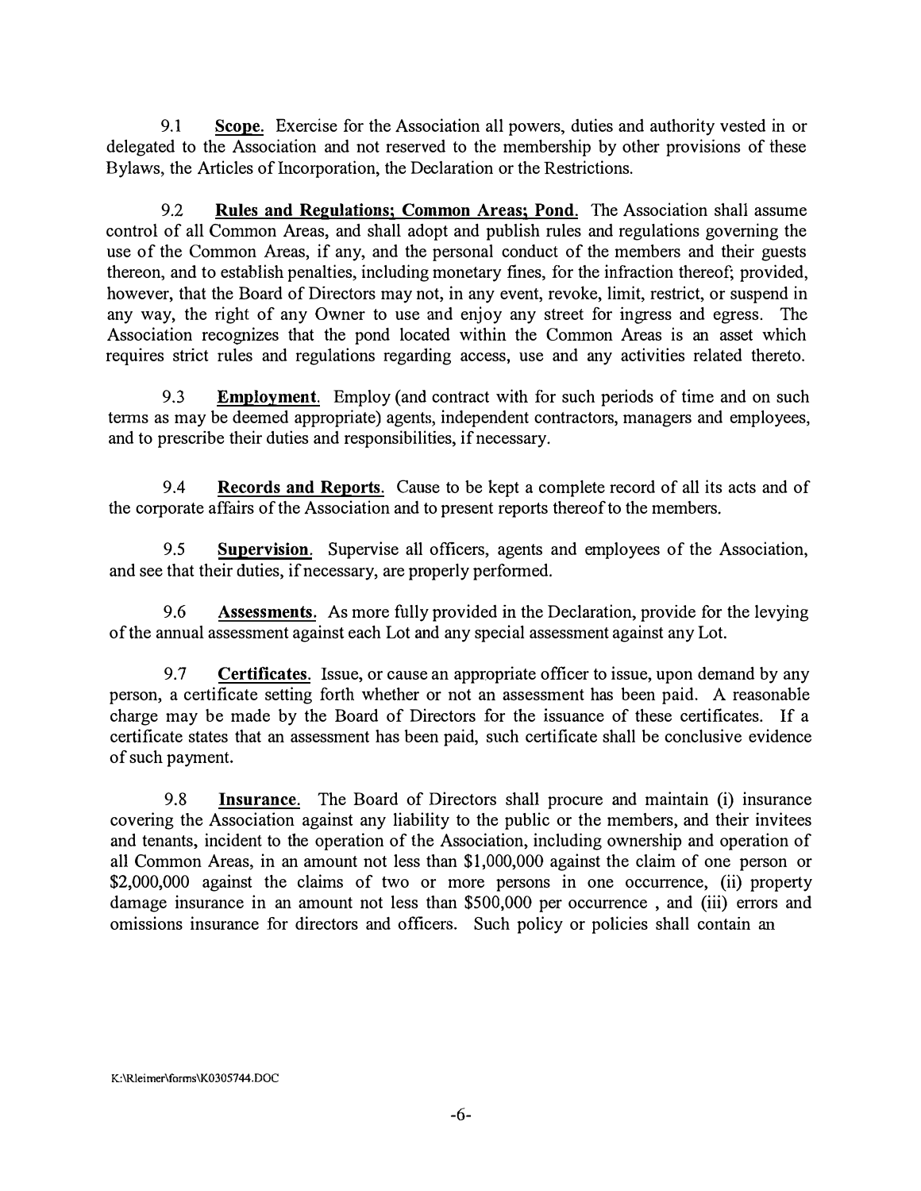9.1 **Scope**. Exercise for the Association all powers, duties and authority vested in or delegated to the Association and not reserved to the membership by other provisions of these Bylaws, the Articles of Incorporation, the Declaration or the Restrictions.

9.2 **Rules and Regulations; Common Areas; Pond**. The Association shall assume control of all Common Areas, and shall adopt and publish rules and regulations governing the use of the Common Areas, if any, and the personal conduct of the members and their guests thereon, and to establish penalties, including monetary fines, for the infraction thereof; provided, however, that the Board of Directors may not, in any event, revoke, limit, restrict, or suspend in any way, the right of any Owner to use and enjoy any street for ingress and egress. The Association recognizes that the pond located within the Common Areas is an asset which requires strict rules and regulations regarding access, use and any activities related thereto.

9.3 **Employment**. Employ (and contract with for such periods of time and on such terms as may be deemed appropriate) agents, independent contractors, managers and employees, and to prescribe their duties and responsibilities, if necessary.

9.4 **Records and Reports**. Cause to be kept a complete record of all its acts and of the corporate affairs of the Association and to present reports thereof to the members.

9.5 **Supervision**. Supervise all officers, agents and employees of the Association, and see that their duties, if necessary, are properly performed.

9.6 **Assessments**. As more fully provided in the Declaration, provide for the levying of the annual assessment against each Lot and any special assessment against any Lot.

9.7 **Certificates**. Issue, or cause an appropriate officer to issue, upon demand by any person, a certificate setting forth whether or not an assessment has been paid. A reasonable charge may be made by the Board of Directors for the issuance of these certificates. If a certificate states that an assessment has been paid, such certificate shall be conclusive evidence of such payment.

9.8 **Insurance**. The Board of Directors shall procure and maintain (i) insurance covering the Association against any liability to the public or the members, and their invitees and tenants, incident to the operation of the Association, including ownership and operation of all Common Areas, in an amount not less than $1,000,000 against the claim of one person or $2,000,000 against the claims of two or more persons in one occurrence, (ii) property damage insurance in an amount not less than $500,000 per occurrence , and (iii) errors and omissions insurance for directors and officers. Such policy or policies shall contain an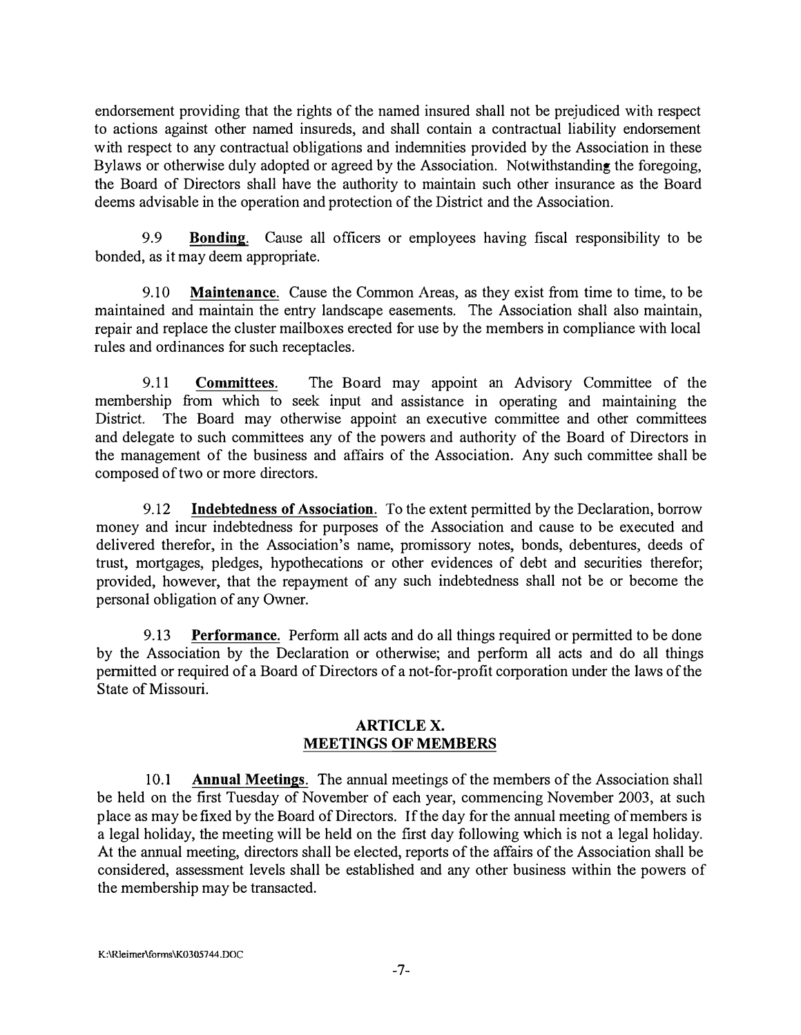endorsement providing that the rights of the named insured shall not be prejudiced with respect to actions against other named insureds, and shall contain a contractual liability endorsement with respect to any contractual obligations and indemnities provided by the Association in these Bylaws or otherwise duly adopted or agreed by the Association. Notwithstanding the foregoing, the Board of Directors shall have the authority to maintain such other insurance as the Board deems advisable in the operation and protection of the District and the Association.

9.9 **Bonding**. Cause all officers or employees having fiscal responsibility to be bonded, as it may deem appropriate.

9.10 **Maintenance**. Cause the Common Areas, as they exist from time to time, to be maintained and maintain the entry landscape easements. The Association shall also maintain, repair and replace the cluster mailboxes erected for use by the members in compliance with local rules and ordinances for such receptacles.

9.11 **Committees**. The Board may appoint an Advisory Committee of the membership from which to seek input and assistance in operating and maintaining the District. The Board may otherwise appoint an executive committee and other committees and delegate to such committees any of the powers and authority of the Board of Directors in the management of the business and affairs of the Association. Any such committee shall be composed of two or more directors.

9.12 **Indebtedness of Association**. To the extent permitted by the Declaration, borrow money and incur indebtedness for purposes of the Association and cause to be executed and delivered therefor, in the Association's name, promissory notes, bonds, debentures, deeds of trust, mortgages, pledges, hypothecations or other evidences of debt and securities therefor; provided, however, that the repayment of any such indebtedness shall not be or become the personal obligation of any Owner.

9.13 **Performance**. Perform all acts and do all things required or permitted to be done by the Association by the Declaration or otherwise; and perform all acts and do all things permitted or required of a Board of Directors of a not-for-profit corporation under the laws of the State of Missouri.

## ARTICLE X.
## MEETINGS OF MEMBERS

10.1 **Annual Meetings**. The annual meetings of the members of the Association shall be held on the first Tuesday of November of each year, commencing November 2003, at such place as may be fixed by the Board of Directors. If the day for the annual meeting of members is a legal holiday, the meeting will be held on the first day following which is not a legal holiday. At the annual meeting, directors shall be elected, reports of the affairs of the Association shall be considered, assessment levels shall be established and any other business within the powers of the membership may be transacted.

K:\Rleimer\forms\K0305744.DOC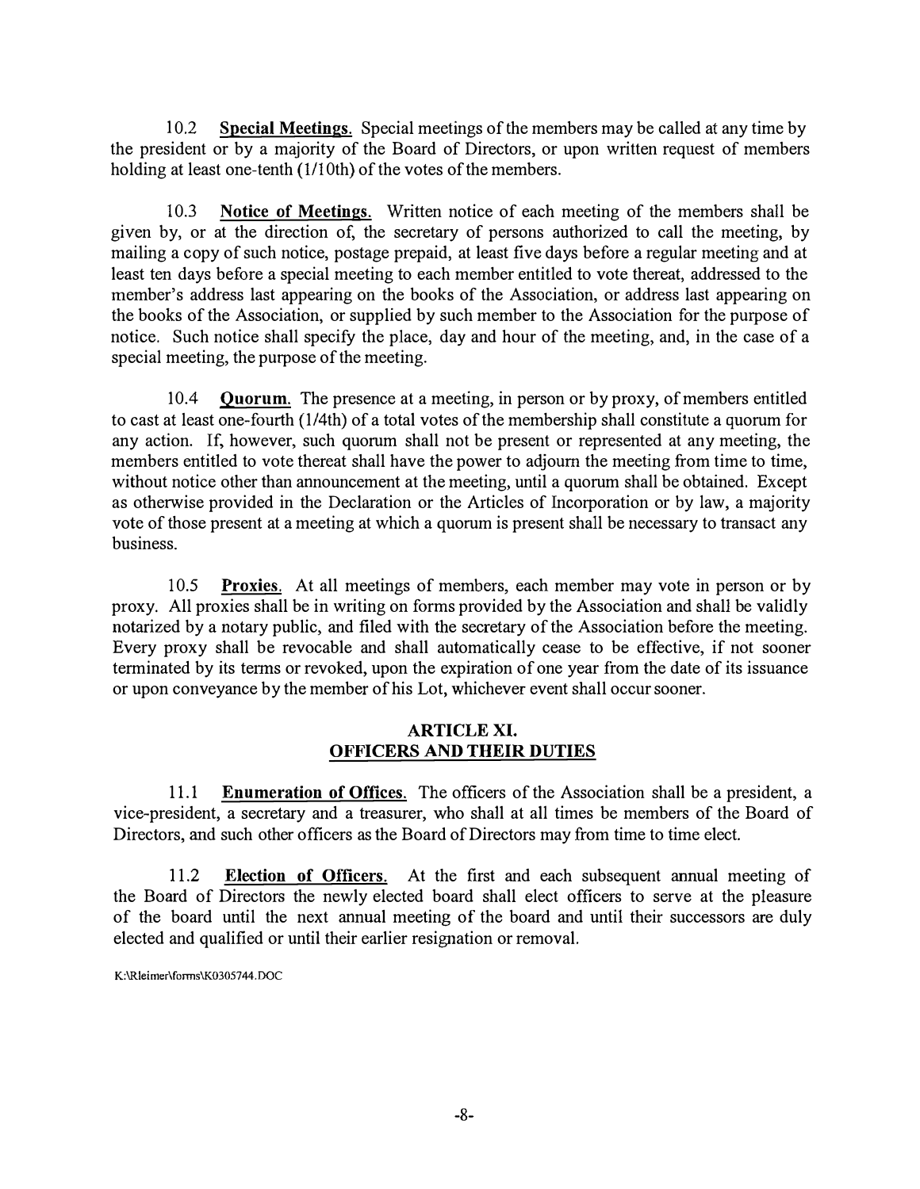10.2 **Special Meetings.** Special meetings of the members may be called at any time by the president or by a majority of the Board of Directors, or upon written request of members holding at least one-tenth (1/10th) of the votes of the members.

10.3 **Notice of Meetings.** Written notice of each meeting of the members shall be given by, or at the direction of, the secretary of persons authorized to call the meeting, by mailing a copy of such notice, postage prepaid, at least five days before a regular meeting and at least ten days before a special meeting to each member entitled to vote thereat, addressed to the member's address last appearing on the books of the Association, or address last appearing on the books of the Association, or supplied by such member to the Association for the purpose of notice. Such notice shall specify the place, day and hour of the meeting, and, in the case of a special meeting, the purpose of the meeting.

10.4 **Quorum.** The presence at a meeting, in person or by proxy, of members entitled to cast at least one-fourth (1/4th) of a total votes of the membership shall constitute a quorum for any action. If, however, such quorum shall not be present or represented at any meeting, the members entitled to vote thereat shall have the power to adjourn the meeting from time to time, without notice other than announcement at the meeting, until a quorum shall be obtained. Except as otherwise provided in the Declaration or the Articles of Incorporation or by law, a majority vote of those present at a meeting at which a quorum is present shall be necessary to transact any business.

10.5 **Proxies.** At all meetings of members, each member may vote in person or by proxy. All proxies shall be in writing on forms provided by the Association and shall be validly notarized by a notary public, and filed with the secretary of the Association before the meeting. Every proxy shall be revocable and shall automatically cease to be effective, if not sooner terminated by its terms or revoked, upon the expiration of one year from the date of its issuance or upon conveyance by the member of his Lot, whichever event shall occur sooner.

## ARTICLE XI.
## OFFICERS AND THEIR DUTIES

11.1 **Enumeration of Offices.** The officers of the Association shall be a president, a vice-president, a secretary and a treasurer, who shall at all times be members of the Board of Directors, and such other officers as the Board of Directors may from time to time elect.

11.2 **Election of Officers.** At the first and each subsequent annual meeting of the Board of Directors the newly elected board shall elect officers to serve at the pleasure of the board until the next annual meeting of the board and until their successors are duly elected and qualified or until their earlier resignation or removal.

K:\Rleimer\forms\K0305744.DOC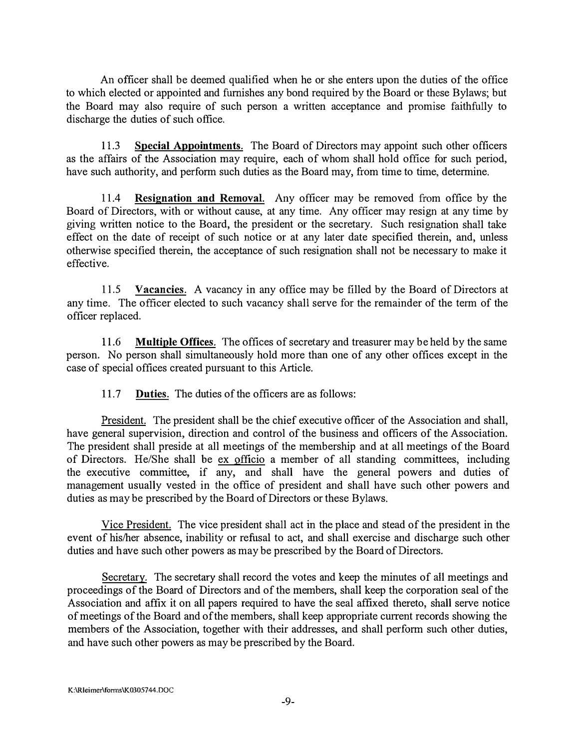An officer shall be deemed qualified when he or she enters upon the duties of the office to which elected or appointed and furnishes any bond required by the Board or these Bylaws; but the Board may also require of such person a written acceptance and promise faithfully to discharge the duties of such office.

11.3 **Special Appointments.** The Board of Directors may appoint such other officers as the affairs of the Association may require, each of whom shall hold office for such period, have such authority, and perform such duties as the Board may, from time to time, determine.

11.4 **Resignation and Removal.** Any officer may be removed from office by the Board of Directors, with or without cause, at any time. Any officer may resign at any time by giving written notice to the Board, the president or the secretary. Such resignation shall take effect on the date of receipt of such notice or at any later date specified therein, and, unless otherwise specified therein, the acceptance of such resignation shall not be necessary to make it effective.

11.5 **Vacancies.** A vacancy in any office may be filled by the Board of Directors at any time. The officer elected to such vacancy shall serve for the remainder of the term of the officer replaced.

11.6 **Multiple Offices.** The offices of secretary and treasurer may be held by the same person. No person shall simultaneously hold more than one of any other offices except in the case of special offices created pursuant to this Article.

11.7 **Duties.** The duties of the officers are as follows:

President. The president shall be the chief executive officer of the Association and shall, have general supervision, direction and control of the business and officers of the Association. The president shall preside at all meetings of the membership and at all meetings of the Board of Directors. He/She shall be ex officio a member of all standing committees, including the executive committee, if any, and shall have the general powers and duties of management usually vested in the office of president and shall have such other powers and duties as may be prescribed by the Board of Directors or these Bylaws.

Vice President. The vice president shall act in the place and stead of the president in the event of his/her absence, inability or refusal to act, and shall exercise and discharge such other duties and have such other powers as may be prescribed by the Board of Directors.

Secretary. The secretary shall record the votes and keep the minutes of all meetings and proceedings of the Board of Directors and of the members, shall keep the corporation seal of the Association and affix it on all papers required to have the seal affixed thereto, shall serve notice of meetings of the Board and of the members, shall keep appropriate current records showing the members of the Association, together with their addresses, and shall perform such other duties, and have such other powers as may be prescribed by the Board.

K:\RIeimer\forms\K0305744.DOC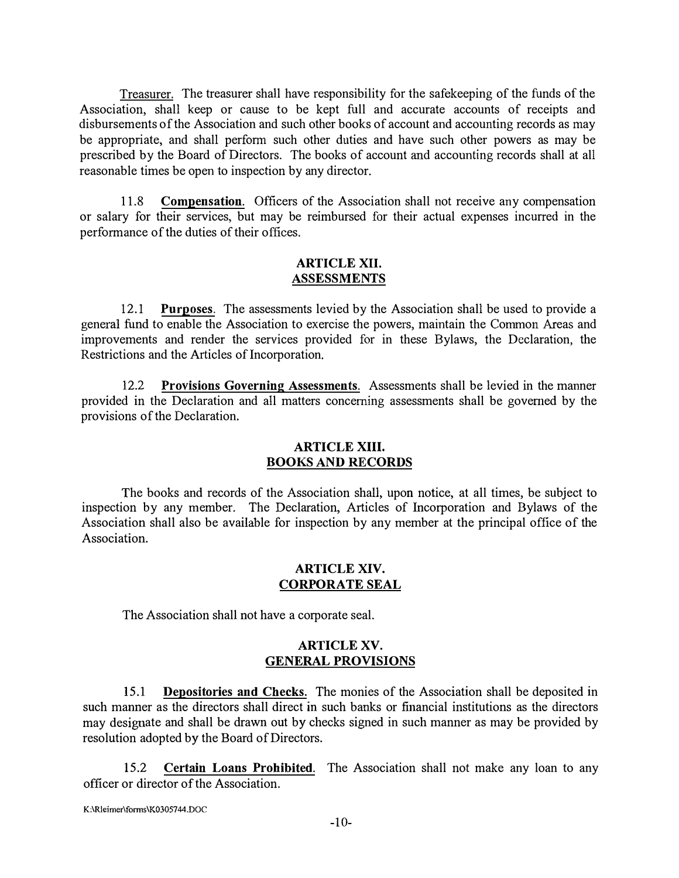Treasurer. The treasurer shall have responsibility for the safekeeping of the funds of the Association, shall keep or cause to be kept full and accurate accounts of receipts and disbursements of the Association and such other books of account and accounting records as may be appropriate, and shall perform such other duties and have such other powers as may be prescribed by the Board of Directors. The books of account and accounting records shall at all reasonable times be open to inspection by any director.

11.8 **Compensation**. Officers of the Association shall not receive any compensation or salary for their services, but may be reimbursed for their actual expenses incurred in the performance of the duties of their offices.

## ARTICLE XII. ASSESSMENTS

12.1 **Purposes**. The assessments levied by the Association shall be used to provide a general fund to enable the Association to exercise the powers, maintain the Common Areas and improvements and render the services provided for in these Bylaws, the Declaration, the Restrictions and the Articles of Incorporation.

12.2 **Provisions Governing Assessments**. Assessments shall be levied in the manner provided in the Declaration and all matters concerning assessments shall be governed by the provisions of the Declaration.

## ARTICLE XIII. BOOKS AND RECORDS

The books and records of the Association shall, upon notice, at all times, be subject to inspection by any member. The Declaration, Articles of Incorporation and Bylaws of the Association shall also be available for inspection by any member at the principal office of the Association.

## ARTICLE XIV. CORPORATE SEAL

The Association shall not have a corporate seal.

## ARTICLE XV. GENERAL PROVISIONS

15.1 **Depositories and Checks.** The monies of the Association shall be deposited in such manner as the directors shall direct in such banks or financial institutions as the directors may designate and shall be drawn out by checks signed in such manner as may be provided by resolution adopted by the Board of Directors.

15.2 **Certain Loans Prohibited**. The Association shall not make any loan to any officer or director of the Association.

K:\Rleimer\forms\K0305744.DOC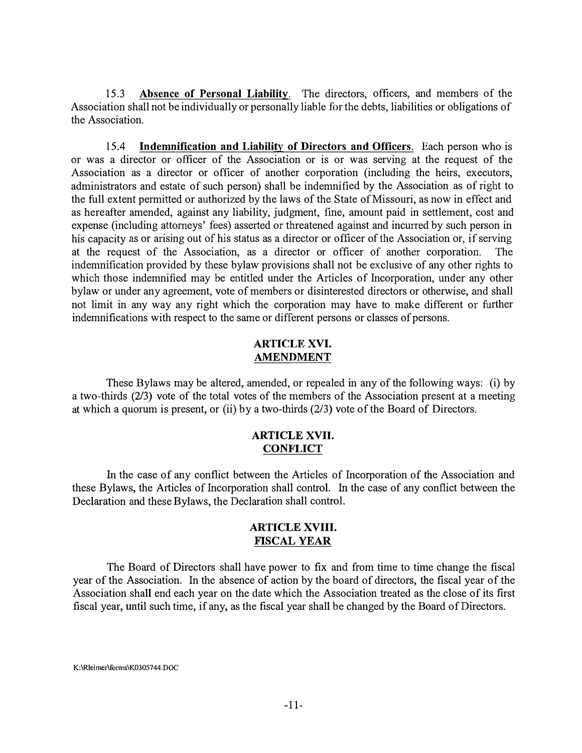15.3 **Absence of Personal Liability**. The directors, officers, and members of the Association shall not be individually or personally liable for the debts, liabilities or obligations of the Association.

15.4 **Indemnification and Liability of Directors and Officers**. Each person who is or was a director or officer of the Association or is or was serving at the request of the Association as a director or officer of another corporation (including the heirs, executors, administrators and estate of such person) shall be indemnified by the Association as of right to the full extent permitted or authorized by the laws of the State of Missouri, as now in effect and as hereafter amended, against any liability, judgment, fine, amount paid in settlement, cost and expense (including attorneys' fees) asserted or threatened against and incurred by such person in his capacity as or arising out of his status as a director or officer of the Association or, if serving at the request of the Association, as a director or officer of another corporation. The indemnification provided by these bylaw provisions shall not be exclusive of any other rights to which those indemnified may be entitled under the Articles of Incorporation, under any other bylaw or under any agreement, vote of members or disinterested directors or otherwise, and shall not limit in any way any right which the corporation may have to make different or further indemnifications with respect to the same or different persons or classes of persons.

## ARTICLE XVI. AMENDMENT

These Bylaws may be altered, amended, or repealed in any of the following ways: (i) by a two-thirds (2/3) vote of the total votes of the members of the Association present at a meeting at which a quorum is present, or (ii) by a two-thirds (2/3) vote of the Board of Directors.

## ARTICLE XVII. CONFLICT

In the case of any conflict between the Articles of Incorporation of the Association and these Bylaws, the Articles of Incorporation shall control. In the case of any conflict between the Declaration and these Bylaws, the Declaration shall control.

## ARTICLE XVIII. FISCAL YEAR

The Board of Directors shall have power to fix and from time to time change the fiscal year of the Association. In the absence of action by the board of directors, the fiscal year of the Association shall end each year on the date which the Association treated as the close of its first fiscal year, until such time, if any, as the fiscal year shall be changed by the Board of Directors.

K:\Rleimer\forms\K0305744.DOC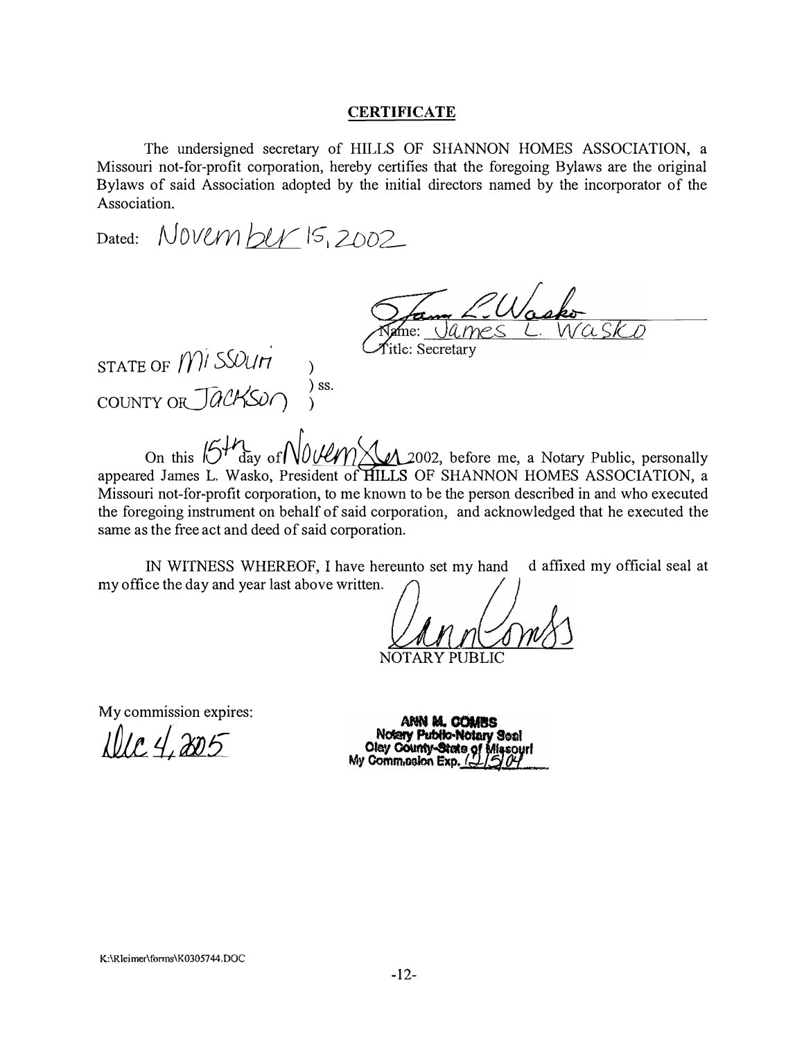## CERTIFICATE

The undersigned secretary of HILLS OF SHANNON HOMES ASSOCIATION, a Missouri not-for-profit corporation, hereby certifies that the foregoing Bylaws are the original Bylaws of said Association adopted by the initial directors named by the incorporator of the Association.

Dated: November 15, 2002

James L. Wasko
Name: James L. Wasko
Title: Secretary

STATE OF Missouri )
) ss.
COUNTY OF Jackson )

On this 15th day of November 2002, before me, a Notary Public, personally appeared James L. Wasko, President of HILLS OF SHANNON HOMES ASSOCIATION, a Missouri not-for-profit corporation, to me known to be the person described in and who executed the foregoing instrument on behalf of said corporation, and acknowledged that he executed the same as the free act and deed of said corporation.

IN WITNESS WHEREOF, I have hereunto set my hand d affixed my official seal at my office the day and year last above written.

Ann Combs
NOTARY PUBLIC

My commission expires:
Dec 4, 2005

ANN M. COMBS
Notary Public-Notary Seal
Clay County-State of Missouri
My Commission Exp. 12/5/04

K:\Rleimer\forms\K0305744.DOC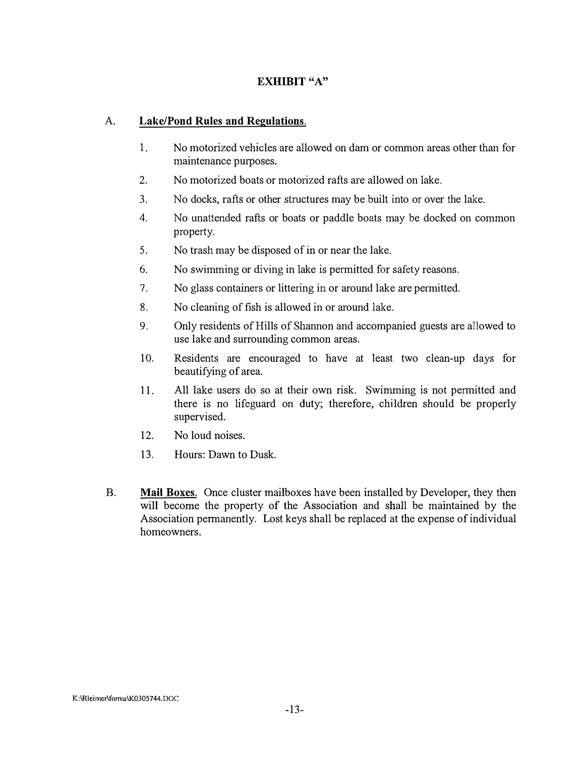# EXHIBIT "A"

## A. Lake/Pond Rules and Regulations.

1. No motorized vehicles are allowed on dam or common areas other than for maintenance purposes.
2. No motorized boats or motorized rafts are allowed on lake.
3. No docks, rafts or other structures may be built into or over the lake.
4. No unattended rafts or boats or paddle boats may be docked on common property.
5. No trash may be disposed of in or near the lake.
6. No swimming or diving in lake is permitted for safety reasons.
7. No glass containers or littering in or around lake are permitted.
8. No cleaning of fish is allowed in or around lake.
9. Only residents of Hills of Shannon and accompanied guests are allowed to use lake and surrounding common areas.
10. Residents are encouraged to have at least two clean-up days for beautifying of area.
11. All lake users do so at their own risk. Swimming is not permitted and there is no lifeguard on duty; therefore, children should be properly supervised.
12. No loud noises.
13. Hours: Dawn to Dusk.

B. **Mail Boxes.** Once cluster mailboxes have been installed by Developer, they then will become the property of the Association and shall be maintained by the Association permanently. Lost keys shall be replaced at the expense of individual homeowners.

K:\Rleimer\forms\K0305744.DOC